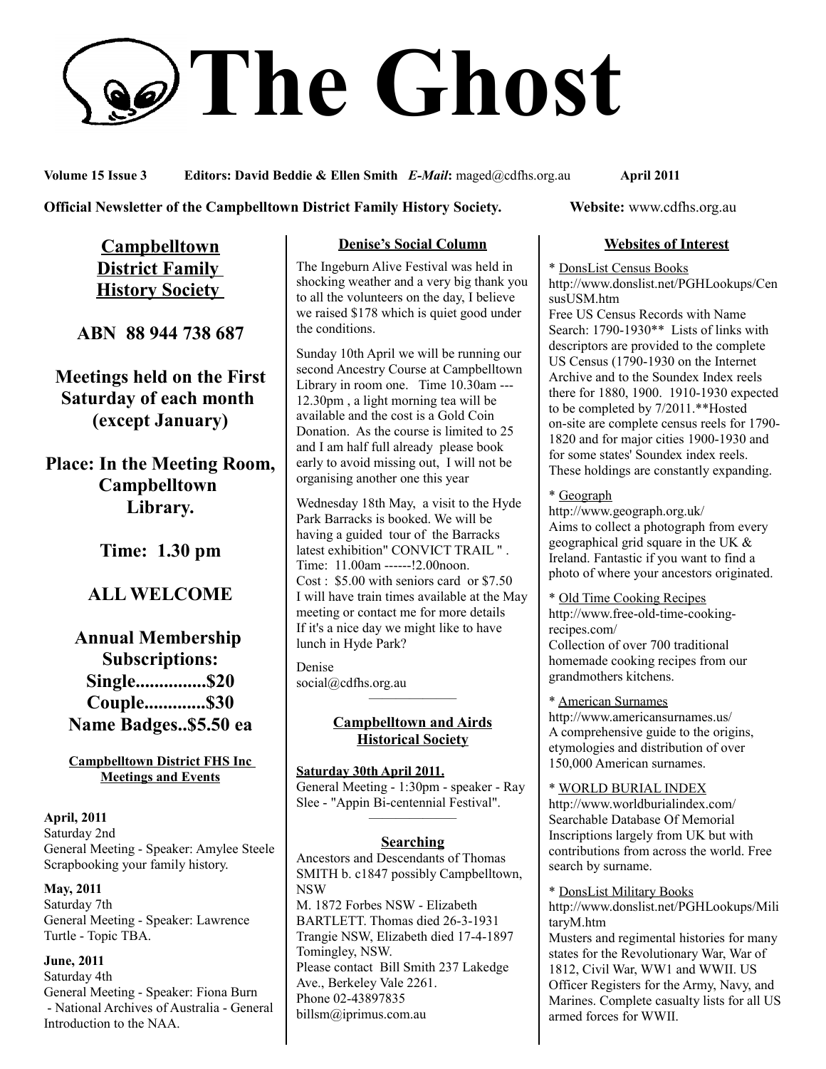# The Ghost

**Volume 15 Issue 3** **Editors: David Beddie & Ellen Smith** ***E-Mail*****:** maged@cdfhs.org.au **April 2011**

**Official Newsletter of the Campbelltown District Family History Society.** **Website:** www.cdfhs.org.au

## Campbelltown District Family History Society

**ABN 88 944 738 687**

**Meetings held on the First Saturday of each month (except January)**

**Place: In the Meeting Room, Campbelltown Library.**

**Time: 1.30 pm**

**ALL WELCOME**

**Annual Membership Subscriptions:**
**Single...............$20**
**Couple.............$30**
**Name Badges..$5.50 ea**

### Campbelltown District FHS Inc Meetings and Events

**April, 2011**
Saturday 2nd
General Meeting - Speaker: Amylee Steele Scrapbooking your family history.

**May, 2011**
Saturday 7th
General Meeting - Speaker: Lawrence Turtle - Topic TBA.

**June, 2011**
Saturday 4th
General Meeting - Speaker: Fiona Burn - National Archives of Australia - General Introduction to the NAA.

### Denise's Social Column

The Ingeburn Alive Festival was held in shocking weather and a very big thank you to all the volunteers on the day, I believe we raised $178 which is quiet good under the conditions.

Sunday 10th April we will be running our second Ancestry Course at Campbelltown Library in room one. Time 10.30am ---12.30pm , a light morning tea will be available and the cost is a Gold Coin Donation. As the course is limited to 25 and I am half full already please book early to avoid missing out, I will not be organising another one this year

Wednesday 18th May, a visit to the Hyde Park Barracks is booked. We will be having a guided tour of the Barracks latest exhibition" CONVICT TRAIL " .
Time: 11.00am ------!2.00noon.
Cost : $5.00 with seniors card or $7.50
I will have train times available at the May meeting or contact me for more details
If it's a nice day we might like to have lunch in Hyde Park?

Denise
social@cdfhs.org.au

### Campbelltown and Airds Historical Society

**Saturday 30th April 2011.**
General Meeting - 1:30pm - speaker - Ray Slee - "Appin Bi-centennial Festival".

### Searching

Ancestors and Descendants of Thomas SMITH b. c1847 possibly Campbelltown, NSW
M. 1872 Forbes NSW - Elizabeth BARTLETT. Thomas died 26-3-1931 Trangie NSW, Elizabeth died 17-4-1897 Tomingley, NSW.
Please contact Bill Smith 237 Lakedge Ave., Berkeley Vale 2261.
Phone 02-43897835
billsm@iprimus.com.au

### Websites of Interest

\* DonsList Census Books
http://www.donslist.net/PGHLookups/CensusUSM.htm
Free US Census Records with Name Search: 1790-1930** Lists of links with descriptors are provided to the complete US Census (1790-1930 on the Internet Archive and to the Soundex Index reels there for 1880, 1900. 1910-1930 expected to be completed by 7/2011.**Hosted on-site are complete census reels for 1790-1820 and for major cities 1900-1930 and for some states' Soundex index reels. These holdings are constantly expanding.

\* Geograph
http://www.geograph.org.uk/
Aims to collect a photograph from every geographical grid square in the UK & Ireland. Fantastic if you want to find a photo of where your ancestors originated.

\* Old Time Cooking Recipes
http://www.free-old-time-cooking-recipes.com/
Collection of over 700 traditional homemade cooking recipes from our grandmothers kitchens.

\* American Surnames
http://www.americansurnames.us/
A comprehensive guide to the origins, etymologies and distribution of over 150,000 American surnames.

\* WORLD BURIAL INDEX
http://www.worldburialindex.com/
Searchable Database Of Memorial Inscriptions largely from UK but with contributions from across the world. Free search by surname.

\* DonsList Military Books
http://www.donslist.net/PGHLookups/MilitaryM.htm
Musters and regimental histories for many states for the Revolutionary War, War of 1812, Civil War, WW1 and WWII. US Officer Registers for the Army, Navy, and Marines. Complete casualty lists for all US armed forces for WWII.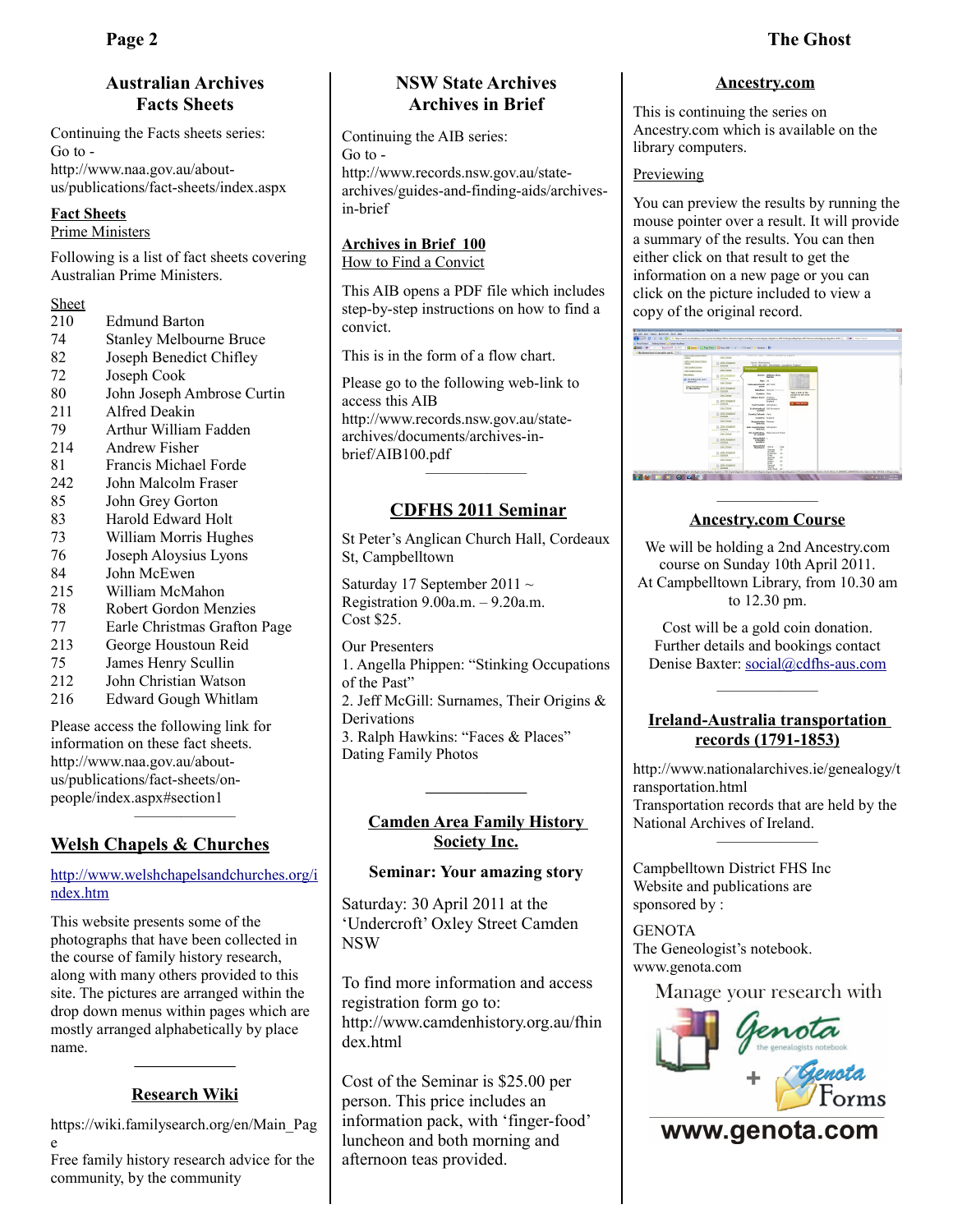## Australian Archives Facts Sheets

Continuing the Facts sheets series:
Go to -
http://www.naa.gov.au/about-us/publications/fact-sheets/index.aspx

**Fact Sheets**
Prime Ministers

Following is a list of fact sheets covering Australian Prime Ministers.

| Sheet | |
|---|---|
| 210 | Edmund Barton |
| 74 | Stanley Melbourne Bruce |
| 82 | Joseph Benedict Chifley |
| 72 | Joseph Cook |
| 80 | John Joseph Ambrose Curtin |
| 211 | Alfred Deakin |
| 79 | Arthur William Fadden |
| 214 | Andrew Fisher |
| 81 | Francis Michael Forde |
| 242 | John Malcolm Fraser |
| 85 | John Grey Gorton |
| 83 | Harold Edward Holt |
| 73 | William Morris Hughes |
| 76 | Joseph Aloysius Lyons |
| 84 | John McEwen |
| 215 | William McMahon |
| 78 | Robert Gordon Menzies |
| 77 | Earle Christmas Grafton Page |
| 213 | George Houstoun Reid |
| 75 | James Henry Scullin |
| 212 | John Christian Watson |
| 216 | Edward Gough Whitlam |

Please access the following link for information on these fact sheets.
http://www.naa.gov.au/about-us/publications/fact-sheets/on-people/index.aspx#section1

## Welsh Chapels & Churches

http://www.welshchapelsandchurches.org/index.htm

This website presents some of the photographs that have been collected in the course of family history research, along with many others provided to this site. The pictures are arranged within the drop down menus within pages which are mostly arranged alphabetically by place name.

## Research Wiki

https://wiki.familysearch.org/en/Main_Page
Free family history research advice for the community, by the community

## NSW State Archives Archives in Brief

Continuing the AIB series:
Go to -
http://www.records.nsw.gov.au/state-archives/guides-and-finding-aids/archives-in-brief

**Archives in Brief 100**
How to Find a Convict

This AIB opens a PDF file which includes step-by-step instructions on how to find a convict.

This is in the form of a flow chart.

Please go to the following web-link to access this AIB
http://www.records.nsw.gov.au/state-archives/documents/archives-in-brief/AIB100.pdf

## CDFHS 2011 Seminar

St Peter's Anglican Church Hall, Cordeaux St, Campbelltown

Saturday 17 September 2011 ~
Registration 9.00a.m. – 9.20a.m.
Cost $25.

Our Presenters
1. Angella Phippen: "Stinking Occupations of the Past"
2. Jeff McGill: Surnames, Their Origins & Derivations
3. Ralph Hawkins: "Faces & Places" Dating Family Photos

## Camden Area Family History Society Inc.

**Seminar: Your amazing story**

Saturday: 30 April 2011 at the 'Undercroft' Oxley Street Camden NSW

To find more information and access registration form go to:
http://www.camdenhistory.org.au/fhindex.html

Cost of the Seminar is $25.00 per person. This price includes an information pack, with 'finger-food' luncheon and both morning and afternoon teas provided.

## Ancestry.com

This is continuing the series on Ancestry.com which is available on the library computers.

Previewing

You can preview the results by running the mouse pointer over a result. It will provide a summary of the results. You can then either click on that result to get the information on a new page or you can click on the picture included to view a copy of the original record.

## Ancestry.com Course

We will be holding a 2nd Ancestry.com course on Sunday 10th April 2011. At Campbelltown Library, from 10.30 am to 12.30 pm.

Cost will be a gold coin donation. Further details and bookings contact Denise Baxter: social@cdfhs-aus.com

## Ireland-Australia transportation records (1791-1853)

http://www.nationalarchives.ie/genealogy/transportation.html
Transportation records that are held by the National Archives of Ireland.

Campbelltown District FHS Inc
Website and publications are sponsored by :

GENOTA
The Geneologist's notebook.
www.genota.com

Manage your research with Genota the genealogists notebook + Genota Forms
www.genota.com